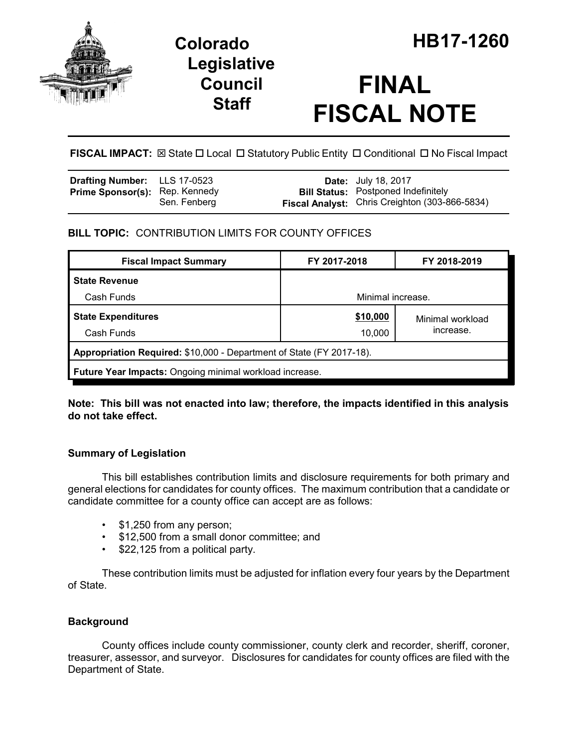# Colorado Legislative Council Staff

# HB17-1260

# FINAL FISCAL NOTE

**FISCAL IMPACT:** ☒ State ☐ Local ☐ Statutory Public Entity ☐ Conditional ☐ No Fiscal Impact

| | | | |
|---|---|---|---|
| **Drafting Number:** | LLS 17-0523 | **Date:** | July 18, 2017 |
| **Prime Sponsor(s):** | Rep. Kennedy<br>Sen. Fenberg | **Bill Status:** | Postponed Indefinitely |
| | | **Fiscal Analyst:** | Chris Creighton (303-866-5834) |

## BILL TOPIC: CONTRIBUTION LIMITS FOR COUNTY OFFICES

| Fiscal Impact Summary | FY 2017-2018 | FY 2018-2019 |
|---|---|---|
| **State Revenue** | | |
| Cash Funds | Minimal increase. | |
| **State Expenditures** | **$10,000** | Minimal workload increase. |
| Cash Funds | 10,000 | |
| **Appropriation Required:** $10,000 - Department of State (FY 2017-18). | | |
| **Future Year Impacts:** Ongoing minimal workload increase. | | |

**Note: This bill was not enacted into law; therefore, the impacts identified in this analysis do not take effect.**

### Summary of Legislation

This bill establishes contribution limits and disclosure requirements for both primary and general elections for candidates for county offices. The maximum contribution that a candidate or candidate committee for a county office can accept are as follows:

- $1,250 from any person;
- $12,500 from a small donor committee; and
- $22,125 from a political party.

These contribution limits must be adjusted for inflation every four years by the Department of State.

### Background

County offices include county commissioner, county clerk and recorder, sheriff, coroner, treasurer, assessor, and surveyor. Disclosures for candidates for county offices are filed with the Department of State.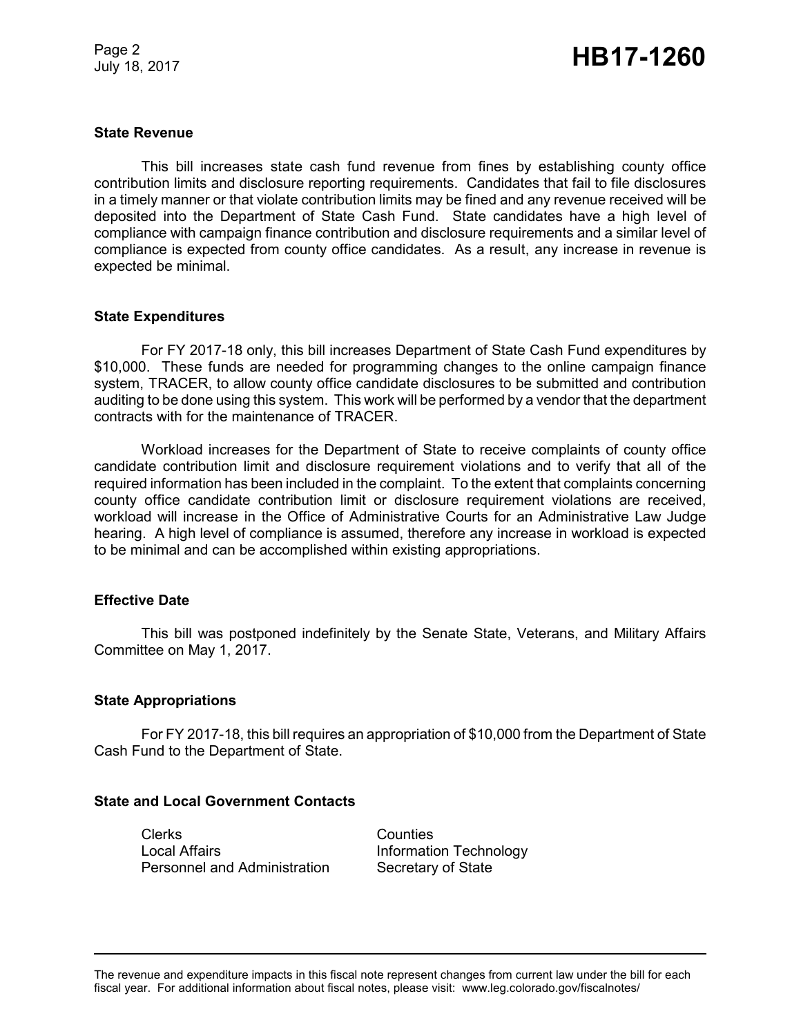### State Revenue

This bill increases state cash fund revenue from fines by establishing county office contribution limits and disclosure reporting requirements. Candidates that fail to file disclosures in a timely manner or that violate contribution limits may be fined and any revenue received will be deposited into the Department of State Cash Fund. State candidates have a high level of compliance with campaign finance contribution and disclosure requirements and a similar level of compliance is expected from county office candidates. As a result, any increase in revenue is expected be minimal.

### State Expenditures

For FY 2017-18 only, this bill increases Department of State Cash Fund expenditures by $10,000. These funds are needed for programming changes to the online campaign finance system, TRACER, to allow county office candidate disclosures to be submitted and contribution auditing to be done using this system. This work will be performed by a vendor that the department contracts with for the maintenance of TRACER.

Workload increases for the Department of State to receive complaints of county office candidate contribution limit and disclosure requirement violations and to verify that all of the required information has been included in the complaint. To the extent that complaints concerning county office candidate contribution limit or disclosure requirement violations are received, workload will increase in the Office of Administrative Courts for an Administrative Law Judge hearing. A high level of compliance is assumed, therefore any increase in workload is expected to be minimal and can be accomplished within existing appropriations.

### Effective Date

This bill was postponed indefinitely by the Senate State, Veterans, and Military Affairs Committee on May 1, 2017.

### State Appropriations

For FY 2017-18, this bill requires an appropriation of $10,000 from the Department of State Cash Fund to the Department of State.

### State and Local Government Contacts

| | |
|---|---|
| Clerks | Counties |
| Local Affairs | Information Technology |
| Personnel and Administration | Secretary of State |

The revenue and expenditure impacts in this fiscal note represent changes from current law under the bill for each fiscal year. For additional information about fiscal notes, please visit: www.leg.colorado.gov/fiscalnotes/